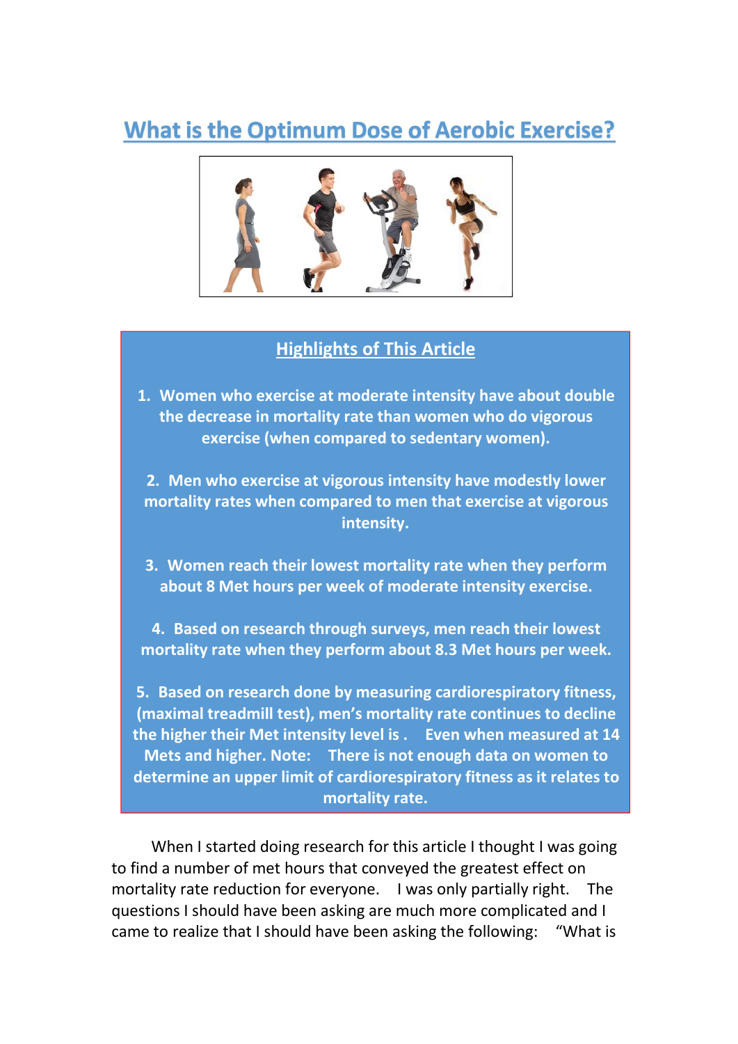# What is the Optimum Dose of Aerobic Exercise?

## Highlights of This Article

1. Women who exercise at moderate intensity have about double the decrease in mortality rate than women who do vigorous exercise (when compared to sedentary women).

2. Men who exercise at vigorous intensity have modestly lower mortality rates when compared to men that exercise at vigorous intensity.

3. Women reach their lowest mortality rate when they perform about 8 Met hours per week of moderate intensity exercise.

4. Based on research through surveys, men reach their lowest mortality rate when they perform about 8.3 Met hours per week.

5. Based on research done by measuring cardiorespiratory fitness, (maximal treadmill test), men's mortality rate continues to decline the higher their Met intensity level is . Even when measured at 14 Mets and higher. Note: There is not enough data on women to determine an upper limit of cardiorespiratory fitness as it relates to mortality rate.

When I started doing research for this article I thought I was going to find a number of met hours that conveyed the greatest effect on mortality rate reduction for everyone. I was only partially right. The questions I should have been asking are much more complicated and I came to realize that I should have been asking the following: "What is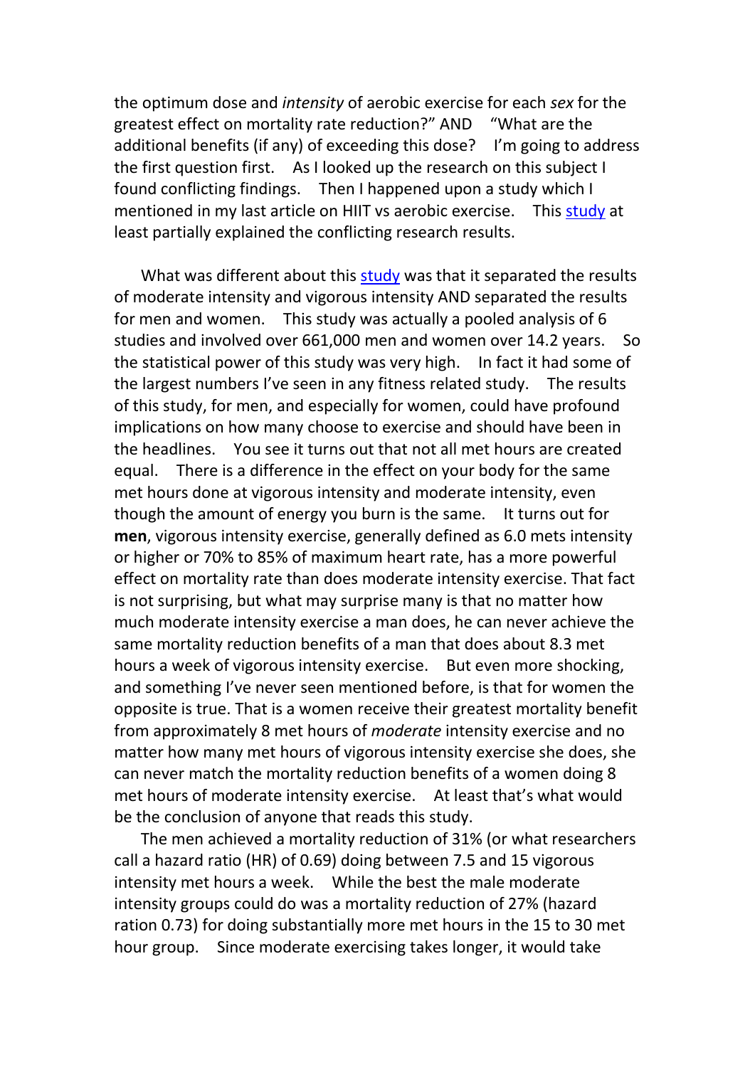the optimum dose and *intensity* of aerobic exercise for each *sex* for the greatest effect on mortality rate reduction?" AND "What are the additional benefits (if any) of exceeding this dose? I'm going to address the first question first. As I looked up the research on this subject I found conflicting findings. Then I happened upon a study which I mentioned in my last article on HIIT vs aerobic exercise. This study at least partially explained the conflicting research results.

What was different about this study was that it separated the results of moderate intensity and vigorous intensity AND separated the results for men and women. This study was actually a pooled analysis of 6 studies and involved over 661,000 men and women over 14.2 years. So the statistical power of this study was very high. In fact it had some of the largest numbers I've seen in any fitness related study. The results of this study, for men, and especially for women, could have profound implications on how many choose to exercise and should have been in the headlines. You see it turns out that not all met hours are created equal. There is a difference in the effect on your body for the same met hours done at vigorous intensity and moderate intensity, even though the amount of energy you burn is the same. It turns out for **men**, vigorous intensity exercise, generally defined as 6.0 mets intensity or higher or 70% to 85% of maximum heart rate, has a more powerful effect on mortality rate than does moderate intensity exercise. That fact is not surprising, but what may surprise many is that no matter how much moderate intensity exercise a man does, he can never achieve the same mortality reduction benefits of a man that does about 8.3 met hours a week of vigorous intensity exercise. But even more shocking, and something I've never seen mentioned before, is that for women the opposite is true. That is a women receive their greatest mortality benefit from approximately 8 met hours of *moderate* intensity exercise and no matter how many met hours of vigorous intensity exercise she does, she can never match the mortality reduction benefits of a women doing 8 met hours of moderate intensity exercise. At least that's what would be the conclusion of anyone that reads this study.

The men achieved a mortality reduction of 31% (or what researchers call a hazard ratio (HR) of 0.69) doing between 7.5 and 15 vigorous intensity met hours a week. While the best the male moderate intensity groups could do was a mortality reduction of 27% (hazard ration 0.73) for doing substantially more met hours in the 15 to 30 met hour group. Since moderate exercising takes longer, it would take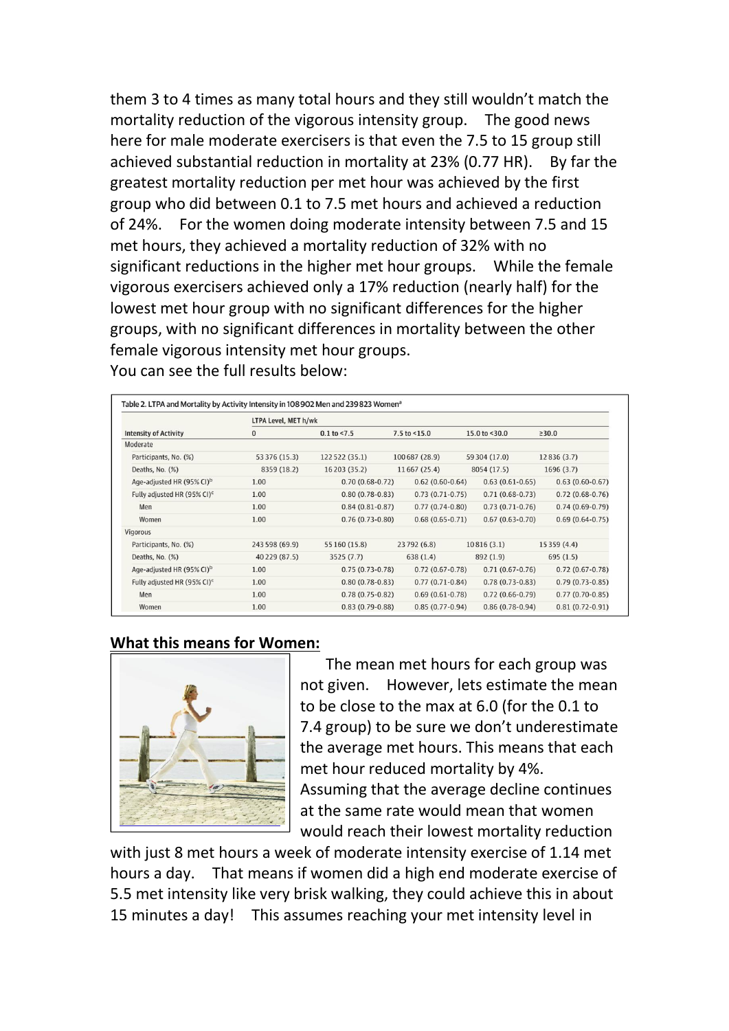them 3 to 4 times as many total hours and they still wouldn't match the mortality reduction of the vigorous intensity group. The good news here for male moderate exercisers is that even the 7.5 to 15 group still achieved substantial reduction in mortality at 23% (0.77 HR). By far the greatest mortality reduction per met hour was achieved by the first group who did between 0.1 to 7.5 met hours and achieved a reduction of 24%. For the women doing moderate intensity between 7.5 and 15 met hours, they achieved a mortality reduction of 32% with no significant reductions in the higher met hour groups. While the female vigorous exercisers achieved only a 17% reduction (nearly half) for the lowest met hour group with no significant differences for the higher groups, with no significant differences in mortality between the other female vigorous intensity met hour groups.

You can see the full results below:

Table 2. LTPA and Mortality by Activity Intensity in 108 902 Men and 239 823 Women[a]

| Intensity of Activity | LTPA Level, MET h/wk 0 | 0.1 to <7.5 | 7.5 to <15.0 | 15.0 to <30.0 | ≥30.0 |
|---|---|---|---|---|---|
| Moderate | | | | | |
| Participants, No. (%) | 53 376 (15.3) | 122 522 (35.1) | 100 687 (28.9) | 59 304 (17.0) | 12 836 (3.7) |
| Deaths, No. (%) | 8359 (18.2) | 16 203 (35.2) | 11 667 (25.4) | 8054 (17.5) | 1696 (3.7) |
| Age-adjusted HR (95% CI)[b] | 1.00 | 0.70 (0.68-0.72) | 0.62 (0.60-0.64) | 0.63 (0.61-0.65) | 0.63 (0.60-0.67) |
| Fully adjusted HR (95% CI)[c] | 1.00 | 0.80 (0.78-0.83) | 0.73 (0.71-0.75) | 0.71 (0.68-0.73) | 0.72 (0.68-0.76) |
| Men | 1.00 | 0.84 (0.81-0.87) | 0.77 (0.74-0.80) | 0.73 (0.71-0.76) | 0.74 (0.69-0.79) |
| Women | 1.00 | 0.76 (0.73-0.80) | 0.68 (0.65-0.71) | 0.67 (0.63-0.70) | 0.69 (0.64-0.75) |
| Vigorous | | | | | |
| Participants, No. (%) | 243 598 (69.9) | 55 160 (15.8) | 23 792 (6.8) | 10 816 (3.1) | 15 359 (4.4) |
| Deaths, No. (%) | 40 229 (87.5) | 3525 (7.7) | 638 (1.4) | 892 (1.9) | 695 (1.5) |
| Age-adjusted HR (95% CI)[b] | 1.00 | 0.75 (0.73-0.78) | 0.72 (0.67-0.78) | 0.71 (0.67-0.76) | 0.72 (0.67-0.78) |
| Fully adjusted HR (95% CI)[c] | 1.00 | 0.80 (0.78-0.83) | 0.77 (0.71-0.84) | 0.78 (0.73-0.83) | 0.79 (0.73-0.85) |
| Men | 1.00 | 0.78 (0.75-0.82) | 0.69 (0.61-0.78) | 0.72 (0.66-0.79) | 0.77 (0.70-0.85) |
| Women | 1.00 | 0.83 (0.79-0.88) | 0.85 (0.77-0.94) | 0.86 (0.78-0.94) | 0.81 (0.72-0.91) |

**What this means for Women:**

The mean met hours for each group was not given. However, lets estimate the mean to be close to the max at 6.0 (for the 0.1 to 7.4 group) to be sure we don't underestimate the average met hours. This means that each met hour reduced mortality by 4%. Assuming that the average decline continues at the same rate would mean that women would reach their lowest mortality reduction with just 8 met hours a week of moderate intensity exercise of 1.14 met hours a day. That means if women did a high end moderate exercise of 5.5 met intensity like very brisk walking, they could achieve this in about 15 minutes a day! This assumes reaching your met intensity level in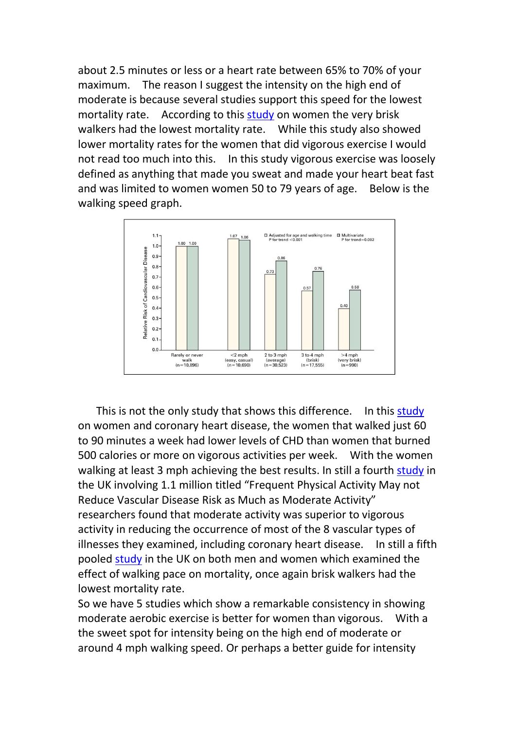about 2.5 minutes or less or a heart rate between 65% to 70% of your maximum. The reason I suggest the intensity on the high end of moderate is because several studies support this speed for the lowest mortality rate. According to this study on women the very brisk walkers had the lowest mortality rate. While this study also showed lower mortality rates for the women that did vigorous exercise I would not read too much into this. In this study vigorous exercise was loosely defined as anything that made you sweat and made your heart beat fast and was limited to women women 50 to 79 years of age. Below is the walking speed graph.

Relative Risk of Cardiovascular Disease

| Walking speed | Adjusted for age and walking time (P for trend <0.001) | Multivariate (P for trend=0.002) |
| --- | --- | --- |
| Rarely or never walk (n=10,896) | 1.00 | 1.00 |
| <2 mph (easy, casual) (n=10,690) | 1.07 | 1.06 |
| 2 to 3 mph (average) (n=30,523) | 0.73 | 0.86 |
| 3 to 4 mph (brisk) (n=17,555) | 0.57 | 0.76 |
| >4 mph (very brisk) (n=990) | 0.40 | 0.58 |

This is not the only study that shows this difference. In this study on women and coronary heart disease, the women that walked just 60 to 90 minutes a week had lower levels of CHD than women that burned 500 calories or more on vigorous activities per week. With the women walking at least 3 mph achieving the best results. In still a fourth study in the UK involving 1.1 million titled "Frequent Physical Activity May not Reduce Vascular Disease Risk as Much as Moderate Activity" researchers found that moderate activity was superior to vigorous activity in reducing the occurrence of most of the 8 vascular types of illnesses they examined, including coronary heart disease. In still a fifth pooled study in the UK on both men and women which examined the effect of walking pace on mortality, once again brisk walkers had the lowest mortality rate.

So we have 5 studies which show a remarkable consistency in showing moderate aerobic exercise is better for women than vigorous. With a the sweet spot for intensity being on the high end of moderate or around 4 mph walking speed. Or perhaps a better guide for intensity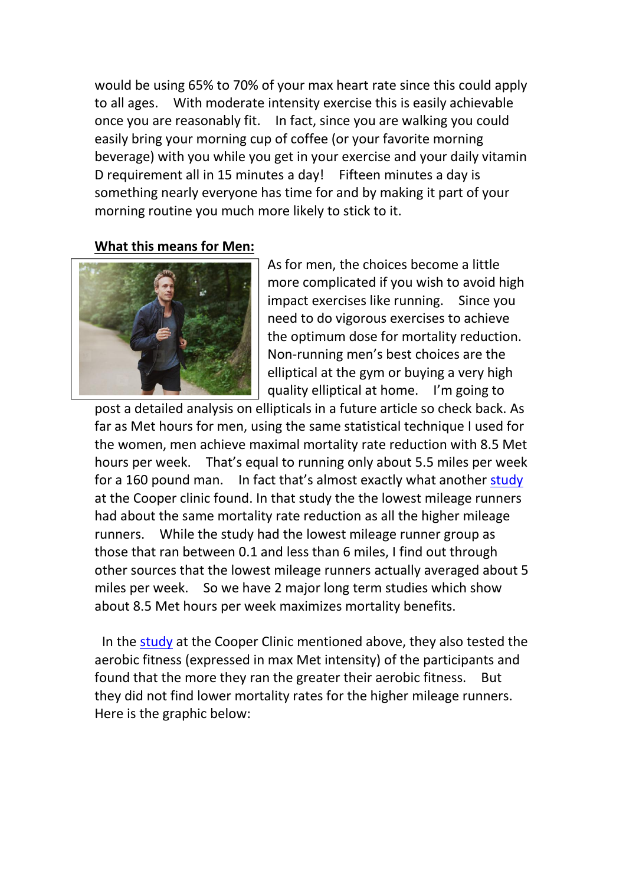would be using 65% to 70% of your max heart rate since this could apply to all ages. With moderate intensity exercise this is easily achievable once you are reasonably fit. In fact, since you are walking you could easily bring your morning cup of coffee (or your favorite morning beverage) with you while you get in your exercise and your daily vitamin D requirement all in 15 minutes a day! Fifteen minutes a day is something nearly everyone has time for and by making it part of your morning routine you much more likely to stick to it.

**What this means for Men:**

As for men, the choices become a little more complicated if you wish to avoid high impact exercises like running. Since you need to do vigorous exercises to achieve the optimum dose for mortality reduction. Non-running men's best choices are the elliptical at the gym or buying a very high quality elliptical at home. I'm going to post a detailed analysis on ellipticals in a future article so check back. As far as Met hours for men, using the same statistical technique I used for the women, men achieve maximal mortality rate reduction with 8.5 Met hours per week. That's equal to running only about 5.5 miles per week for a 160 pound man. In fact that's almost exactly what another study at the Cooper clinic found. In that study the the lowest mileage runners had about the same mortality rate reduction as all the higher mileage runners. While the study had the lowest mileage runner group as those that ran between 0.1 and less than 6 miles, I find out through other sources that the lowest mileage runners actually averaged about 5 miles per week. So we have 2 major long term studies which show about 8.5 Met hours per week maximizes mortality benefits.

In the study at the Cooper Clinic mentioned above, they also tested the aerobic fitness (expressed in max Met intensity) of the participants and found that the more they ran the greater their aerobic fitness. But they did not find lower mortality rates for the higher mileage runners. Here is the graphic below: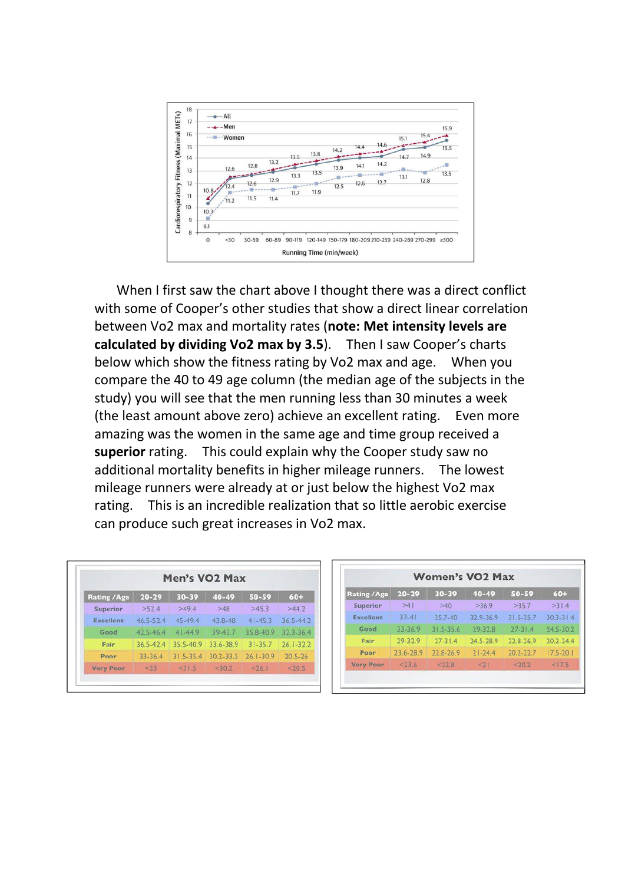When I first saw the chart above I thought there was a direct conflict with some of Cooper's other studies that show a direct linear correlation between Vo2 max and mortality rates (**note: Met intensity levels are calculated by dividing Vo2 max by 3.5**). Then I saw Cooper's charts below which show the fitness rating by Vo2 max and age. When you compare the 40 to 49 age column (the median age of the subjects in the study) you will see that the men running less than 30 minutes a week (the least amount above zero) achieve an excellent rating. Even more amazing was the women in the same age and time group received a **superior** rating. This could explain why the Cooper study saw no additional mortality benefits in higher mileage runners. The lowest mileage runners were already at or just below the highest Vo2 max rating. This is an incredible realization that so little aerobic exercise can produce such great increases in Vo2 max.

**Men's VO2 Max**

| Rating / Age | 20-29 | 30-39 | 40-49 | 50-59 | 60+ |
|---|---|---|---|---|---|
| Superior | >52.4 | >49.4 | >48 | >45.3 | >44.2 |
| Excellent | 46.5-52.4 | 45-49.4 | 43.8-48 | 41-45.3 | 36.5-44.2 |
| Good | 42.5-46.4 | 41-44.9 | 39-43.7 | 35.8-40.9 | 32.3-36.4 |
| Fair | 36.5-42.4 | 35.5-40.9 | 33.6-38.9 | 31-35.7 | 26.1-32.2 |
| Poor | 33-36.4 | 31.5-35.4 | 30.2-33.5 | 26.1-30.9 | 20.5-26 |
| Very Poor | <33 | <31.5 | <30.2 | <26.1 | <20.5 |

**Women's VO2 Max**

| Rating / Age | 20-29 | 30-39 | 40-49 | 50-59 | 60+ |
|---|---|---|---|---|---|
| Superior | >41 | >40 | >36.9 | >35.7 | >31.4 |
| Excellent | 37-41 | 35.7-40 | 32.9-36.9 | 31.5-35.7 | 30.3-31.4 |
| Good | 33-36.9 | 31.5-35.6 | 29-32.8 | 27-31.4 | 24.5-30.2 |
| Fair | 29-32.9 | 27-31.4 | 24.5-28.9 | 22.8-26.9 | 20.2-24.4 |
| Poor | 23.6-28.9 | 22.8-26.9 | 21-24.4 | 20.2-22.7 | 17.5-20.1 |
| Very Poor | <23.6 | <22.8 | <21 | <20.2 | <17.5 |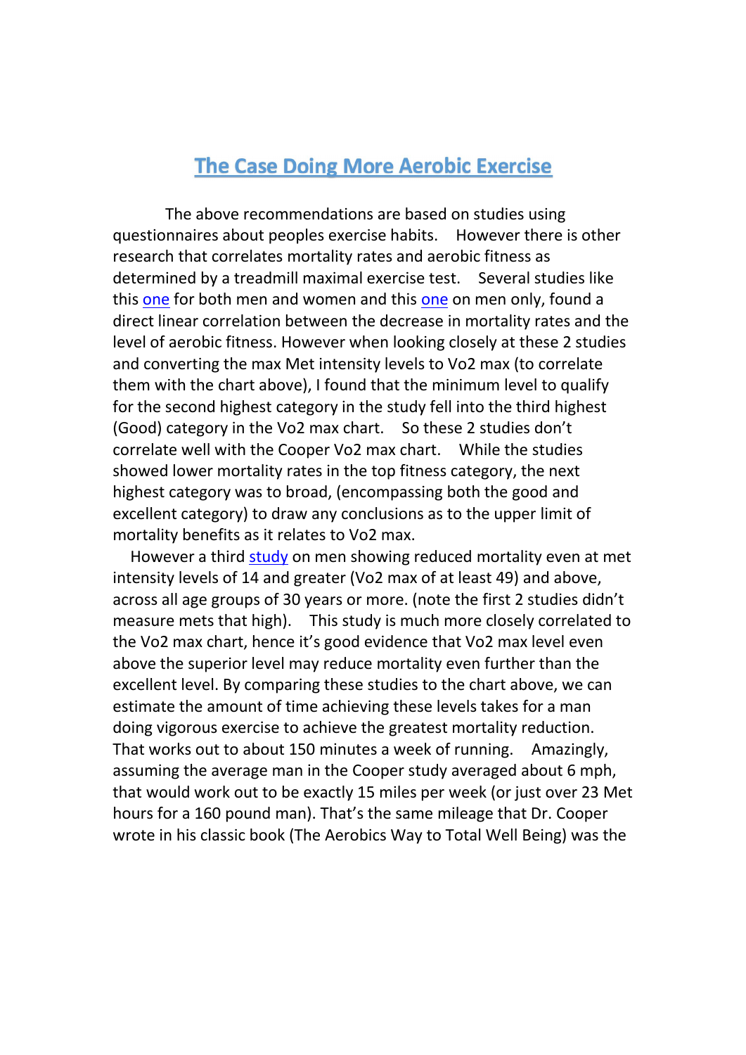# [The Case Doing More Aerobic Exercise]

The above recommendations are based on studies using questionnaires about peoples exercise habits. However there is other research that correlates mortality rates and aerobic fitness as determined by a treadmill maximal exercise test. Several studies like this [one] for both men and women and this [one] on men only, found a direct linear correlation between the decrease in mortality rates and the level of aerobic fitness. However when looking closely at these 2 studies and converting the max Met intensity levels to Vo2 max (to correlate them with the chart above), I found that the minimum level to qualify for the second highest category in the study fell into the third highest (Good) category in the Vo2 max chart. So these 2 studies don't correlate well with the Cooper Vo2 max chart. While the studies showed lower mortality rates in the top fitness category, the next highest category was to broad, (encompassing both the good and excellent category) to draw any conclusions as to the upper limit of mortality benefits as it relates to Vo2 max.

However a third [study] on men showing reduced mortality even at met intensity levels of 14 and greater (Vo2 max of at least 49) and above, across all age groups of 30 years or more. (note the first 2 studies didn't measure mets that high). This study is much more closely correlated to the Vo2 max chart, hence it's good evidence that Vo2 max level even above the superior level may reduce mortality even further than the excellent level. By comparing these studies to the chart above, we can estimate the amount of time achieving these levels takes for a man doing vigorous exercise to achieve the greatest mortality reduction. That works out to about 150 minutes a week of running. Amazingly, assuming the average man in the Cooper study averaged about 6 mph, that would work out to be exactly 15 miles per week (or just over 23 Met hours for a 160 pound man). That's the same mileage that Dr. Cooper wrote in his classic book (The Aerobics Way to Total Well Being) was the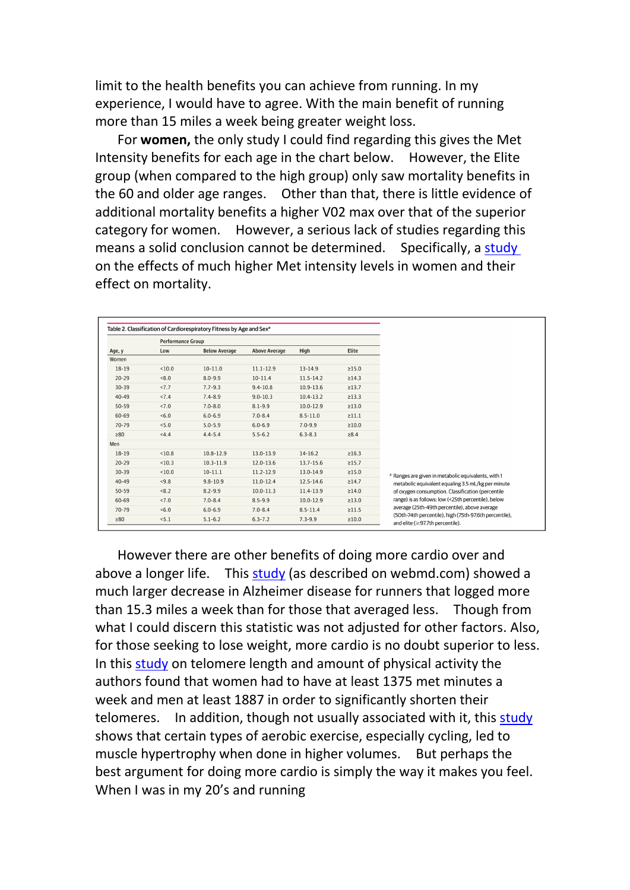limit to the health benefits you can achieve from running. In my experience, I would have to agree. With the main benefit of running more than 15 miles a week being greater weight loss.

For **women,** the only study I could find regarding this gives the Met Intensity benefits for each age in the chart below. However, the Elite group (when compared to the high group) only saw mortality benefits in the 60 and older age ranges. Other than that, there is little evidence of additional mortality benefits a higher V02 max over that of the superior category for women. However, a serious lack of studies regarding this means a solid conclusion cannot be determined. Specifically, a study on the effects of much higher Met intensity levels in women and their effect on mortality.

Table 2. Classification of Cardiorespiratory Fitness by Age and Sex[a]

| Age, y | Performance Group | | | | |
|---|---|---|---|---|---|
| | Low | Below Average | Above Average | High | Elite |
| Women | | | | | |
| 18-19 | <10.0 | 10.0-11.0 | 11.1-12.9 | 13-14.9 | ≥15.0 |
| 20-29 | <8.0 | 8.0-9.9 | 10-11.4 | 11.5-14.2 | ≥14.3 |
| 30-39 | <7.7 | 7.7-9.3 | 9.4-10.8 | 10.9-13.6 | ≥13.7 |
| 40-49 | <7.4 | 7.4-8.9 | 9.0-10.3 | 10.4-13.2 | ≥13.3 |
| 50-59 | <7.0 | 7.0-8.0 | 8.1-9.9 | 10.0-12.9 | ≥13.0 |
| 60-69 | <6.0 | 6.0-6.9 | 7.0-8.4 | 8.5-11.0 | ≥11.1 |
| 70-79 | <5.0 | 5.0-5.9 | 6.0-6.9 | 7.0-9.9 | ≥10.0 |
| ≥80 | <4.4 | 4.4-5.4 | 5.5-6.2 | 6.3-8.3 | ≥8.4 |
| Men | | | | | |
| 18-19 | <10.8 | 10.8-12.9 | 13.0-13.9 | 14-16.2 | ≥16.3 |
| 20-29 | <10.3 | 10.3-11.9 | 12.0-13.6 | 13.7-15.6 | ≥15.7 |
| 30-39 | <10.0 | 10-11.1 | 11.2-12.9 | 13.0-14.9 | ≥15.0 |
| 40-49 | <9.8 | 9.8-10.9 | 11.0-12.4 | 12.5-14.6 | ≥14.7 |
| 50-59 | <8.2 | 8.2-9.9 | 10.0-11.3 | 11.4-13.9 | ≥14.0 |
| 60-69 | <7.0 | 7.0-8.4 | 8.5-9.9 | 10.0-12.9 | ≥13.0 |
| 70-79 | <6.0 | 6.0-6.9 | 7.0-8.4 | 8.5-11.4 | ≥11.5 |
| ≥80 | <5.1 | 5.1-6.2 | 6.3-7.2 | 7.3-9.9 | ≥10.0 |

[a] Ranges are given in metabolic equivalents, with 1 metabolic equivalent equaling 3.5 mL/kg per minute of oxygen consumption. Classification (percentile range) is as follows: low (<25th percentile), below average (25th-49th percentile), above average (50th-74th percentile), high (75th-97.6th percentile), and elite (≥97.7th percentile).

However there are other benefits of doing more cardio over and above a longer life. This study (as described on webmd.com) showed a much larger decrease in Alzheimer disease for runners that logged more than 15.3 miles a week than for those that averaged less. Though from what I could discern this statistic was not adjusted for other factors. Also, for those seeking to lose weight, more cardio is no doubt superior to less. In this study on telomere length and amount of physical activity the authors found that women had to have at least 1375 met minutes a week and men at least 1887 in order to significantly shorten their telomeres. In addition, though not usually associated with it, this study shows that certain types of aerobic exercise, especially cycling, led to muscle hypertrophy when done in higher volumes. But perhaps the best argument for doing more cardio is simply the way it makes you feel. When I was in my 20's and running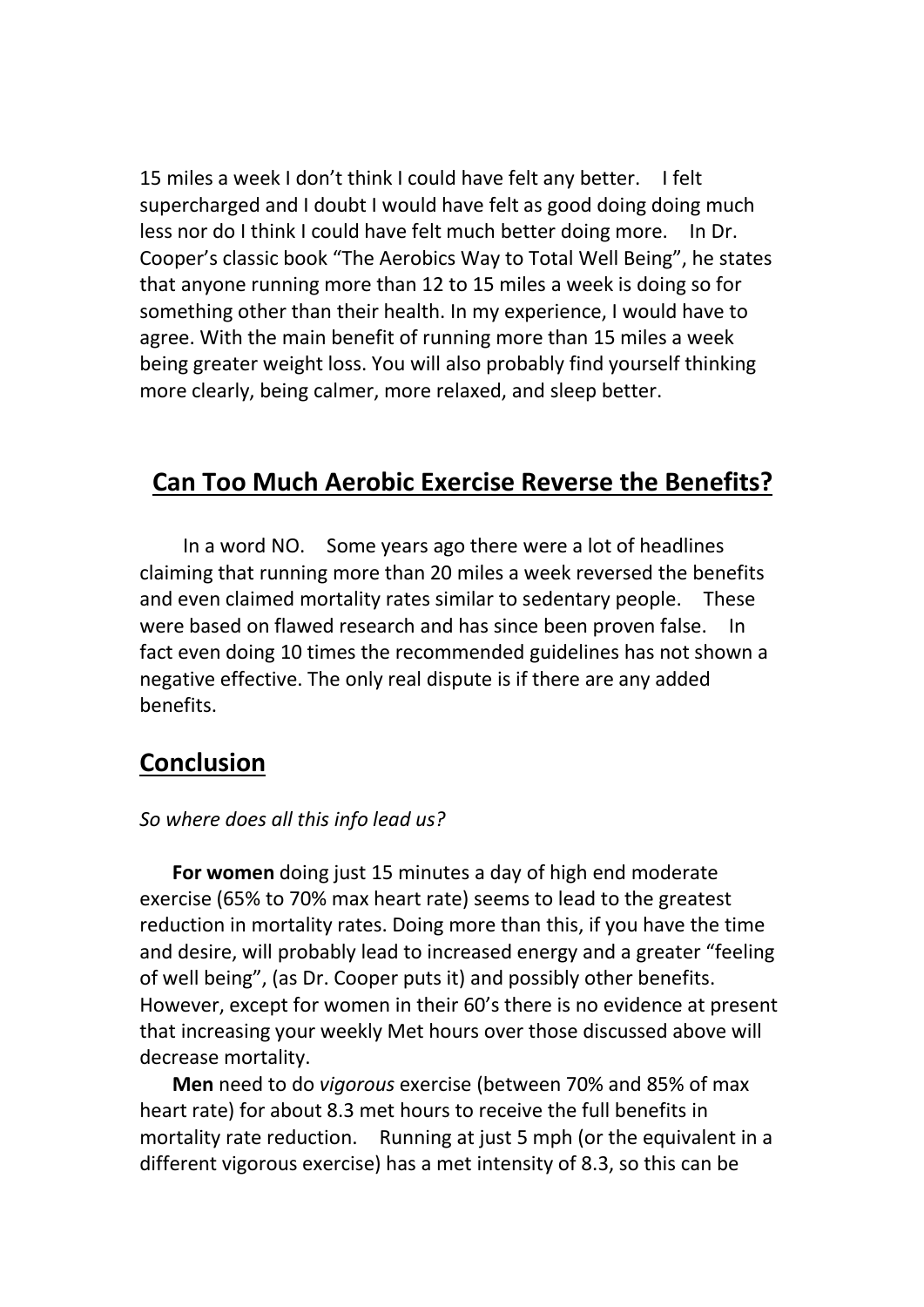15 miles a week I don't think I could have felt any better. I felt supercharged and I doubt I would have felt as good doing doing much less nor do I think I could have felt much better doing more. In Dr. Cooper's classic book "The Aerobics Way to Total Well Being", he states that anyone running more than 12 to 15 miles a week is doing so for something other than their health. In my experience, I would have to agree. With the main benefit of running more than 15 miles a week being greater weight loss. You will also probably find yourself thinking more clearly, being calmer, more relaxed, and sleep better.

## **Can Too Much Aerobic Exercise Reverse the Benefits?**

In a word NO. Some years ago there were a lot of headlines claiming that running more than 20 miles a week reversed the benefits and even claimed mortality rates similar to sedentary people. These were based on flawed research and has since been proven false. In fact even doing 10 times the recommended guidelines has not shown a negative effective. The only real dispute is if there are any added benefits.

## **Conclusion**

*So where does all this info lead us?*

**For women** doing just 15 minutes a day of high end moderate exercise (65% to 70% max heart rate) seems to lead to the greatest reduction in mortality rates. Doing more than this, if you have the time and desire, will probably lead to increased energy and a greater "feeling of well being", (as Dr. Cooper puts it) and possibly other benefits. However, except for women in their 60's there is no evidence at present that increasing your weekly Met hours over those discussed above will decrease mortality.

**Men** need to do *vigorous* exercise (between 70% and 85% of max heart rate) for about 8.3 met hours to receive the full benefits in mortality rate reduction. Running at just 5 mph (or the equivalent in a different vigorous exercise) has a met intensity of 8.3, so this can be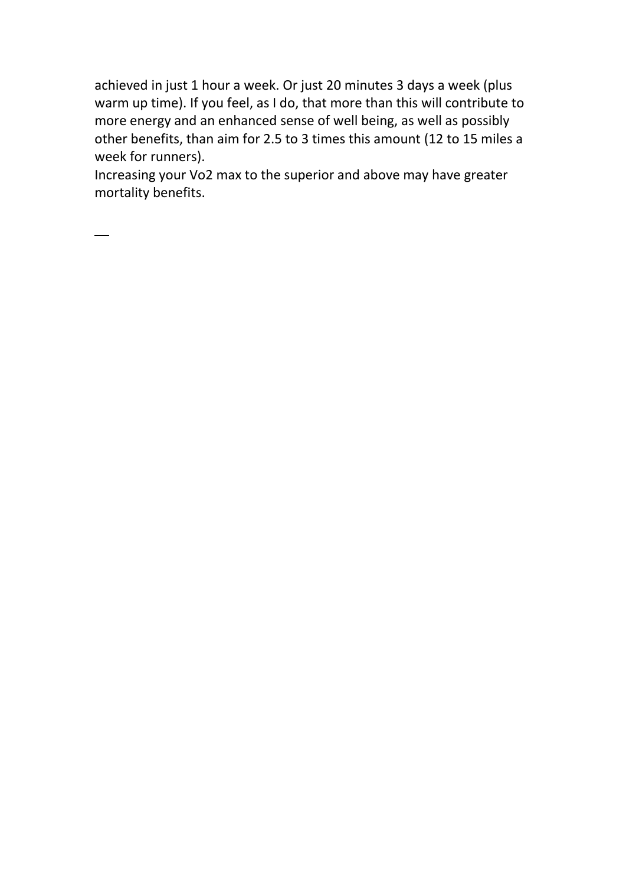achieved in just 1 hour a week. Or just 20 minutes 3 days a week (plus warm up time). If you feel, as I do, that more than this will contribute to more energy and an enhanced sense of well being, as well as possibly other benefits, than aim for 2.5 to 3 times this amount (12 to 15 miles a week for runners).

Increasing your Vo2 max to the superior and above may have greater mortality benefits.

—